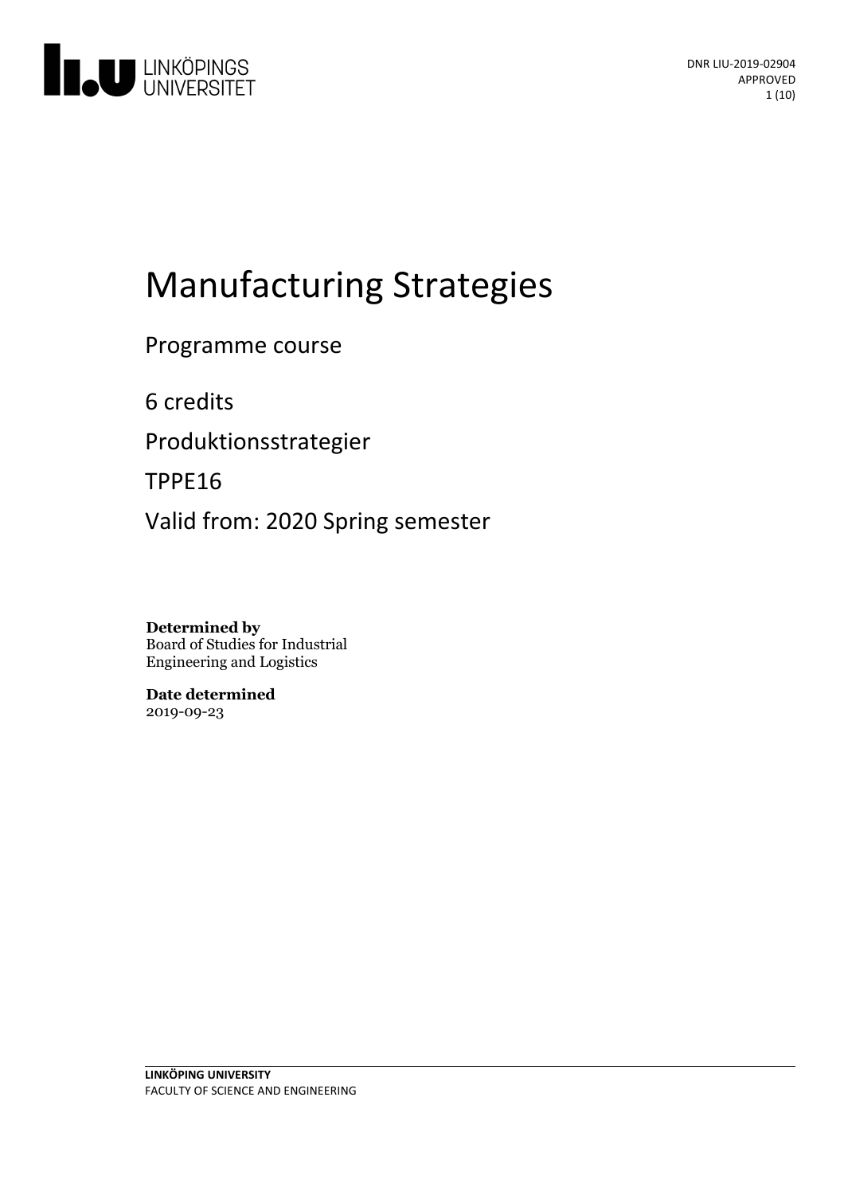DNR LIU-2019-02904
APPROVED

# Manufacturing Strategies

Programme course

6 credits

Produktionsstrategier

TPPE16

Valid from: 2020 Spring semester

**Determined by**
Board of Studies for Industrial Engineering and Logistics

**Date determined**
2019-09-23

**LINKÖPING UNIVERSITY**
FACULTY OF SCIENCE AND ENGINEERING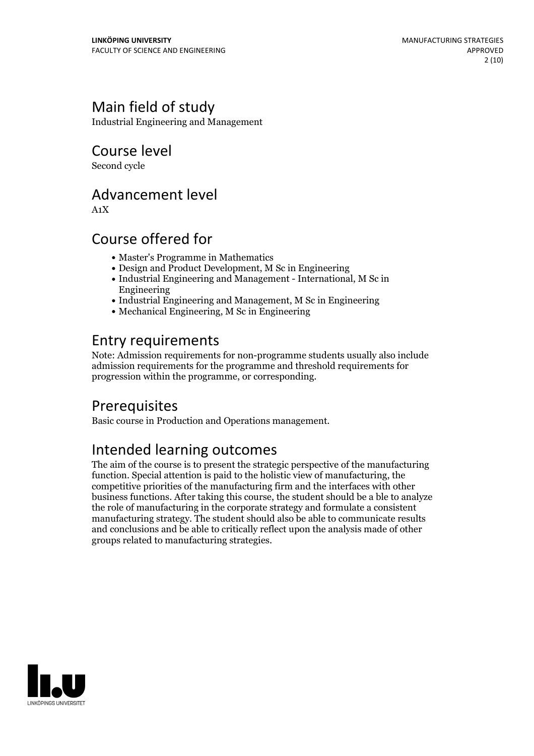## Main field of study

Industrial Engineering and Management

## Course level

Second cycle

## Advancement level

A1X

## Course offered for

- Master's Programme in Mathematics
- Design and Product Development, M Sc in Engineering
- Industrial Engineering and Management - International, M Sc in Engineering
- Industrial Engineering and Management, M Sc in Engineering
- Mechanical Engineering, M Sc in Engineering

## Entry requirements

Note: Admission requirements for non-programme students usually also include admission requirements for the programme and threshold requirements for progression within the programme, or corresponding.

## Prerequisites

Basic course in Production and Operations management.

## Intended learning outcomes

The aim of the course is to present the strategic perspective of the manufacturing function. Special attention is paid to the holistic view of manufacturing, the competitive priorities of the manufacturing firm and the interfaces with other business functions. After taking this course, the student should be a ble to analyze the role of manufacturing in the corporate strategy and formulate a consistent manufacturing strategy. The student should also be able to communicate results and conclusions and be able to critically reflect upon the analysis made of other groups related to manufacturing strategies.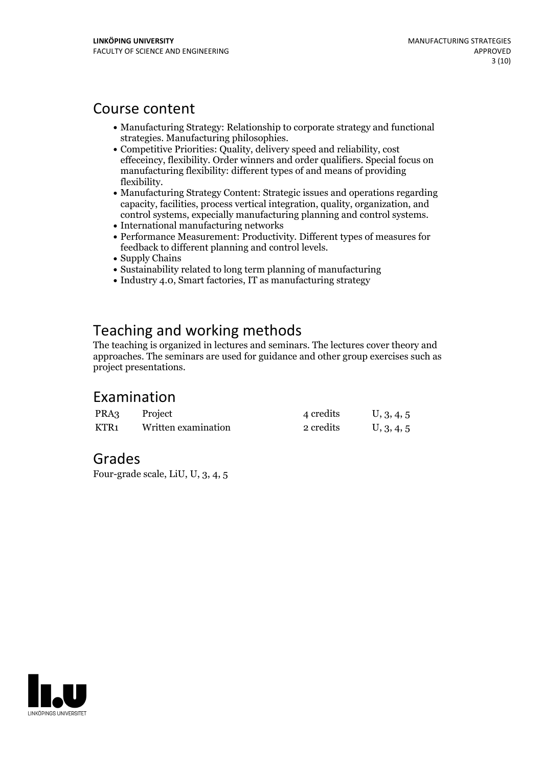## Course content

- Manufacturing Strategy: Relationship to corporate strategy and functional strategies. Manufacturing philosophies.
- Competitive Priorities: Quality, delivery speed and reliability, cost effeceincy, flexibility. Order winners and order qualifiers. Special focus on manufacturing flexibility: different types of and means of providing flexibility.
- Manufacturing Strategy Content: Strategic issues and operations regarding capacity, facilities, process vertical integration, quality, organization, and control systems, expecially manufacturing planning and control systems.
- International manufacturing networks
- Performance Measurement: Productivity. Different types of measures for feedback to different planning and control levels.
- Supply Chains
- Sustainability related to long term planning of manufacturing
- Industry 4.0, Smart factories, IT as manufacturing strategy

## Teaching and working methods

The teaching is organized in lectures and seminars. The lectures cover theory and approaches. The seminars are used for guidance and other group exercises such as project presentations.

## Examination

| | | | |
|---|---|---|---|
| PRA3 | Project | 4 credits | U, 3, 4, 5 |
| KTR1 | Written examination | 2 credits | U, 3, 4, 5 |

## Grades

Four-grade scale, LiU, U, 3, 4, 5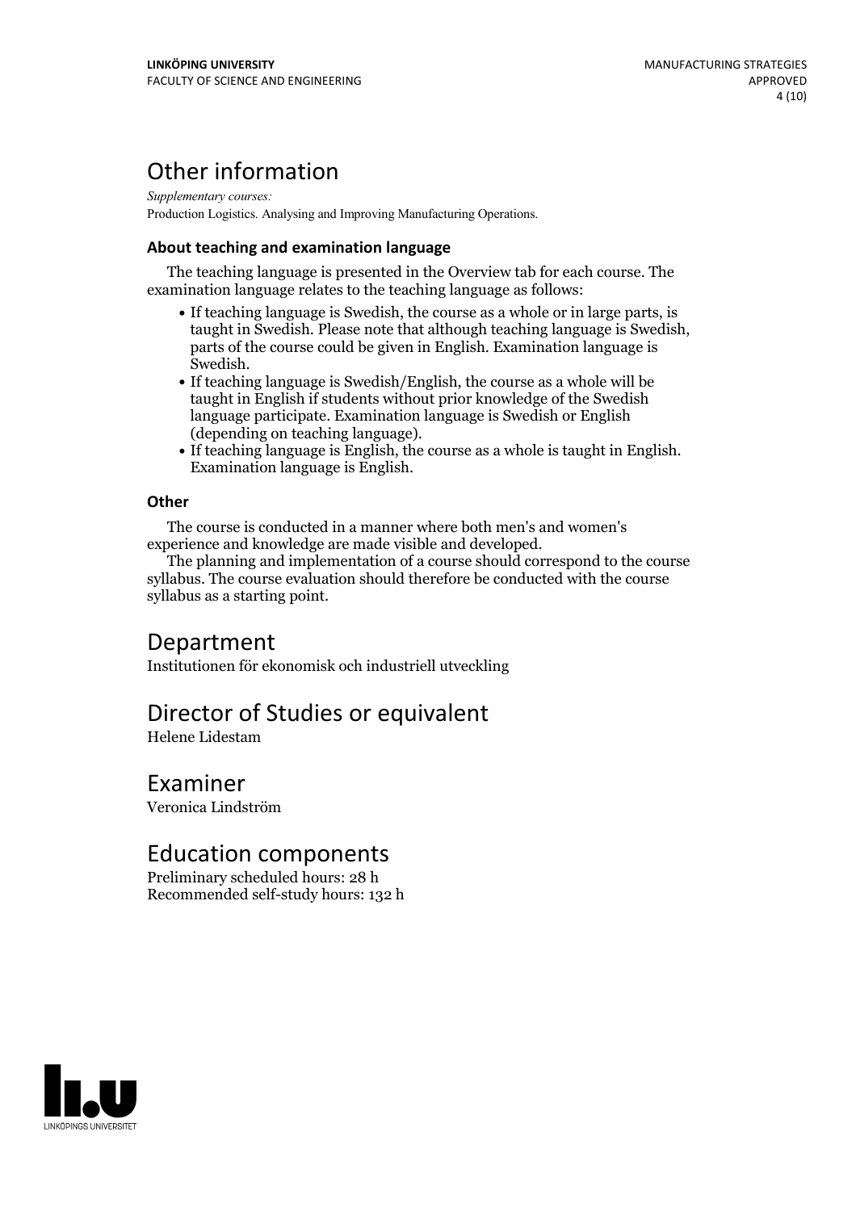# Other information

*Supplementary courses:*
Production Logistics. Analysing and Improving Manufacturing Operations.

### About teaching and examination language

The teaching language is presented in the Overview tab for each course. The examination language relates to the teaching language as follows:

- If teaching language is Swedish, the course as a whole or in large parts, is taught in Swedish. Please note that although teaching language is Swedish, parts of the course could be given in English. Examination language is Swedish.
- If teaching language is Swedish/English, the course as a whole will be taught in English if students without prior knowledge of the Swedish language participate. Examination language is Swedish or English (depending on teaching language).
- If teaching language is English, the course as a whole is taught in English. Examination language is English.

### Other

The course is conducted in a manner where both men's and women's experience and knowledge are made visible and developed.

The planning and implementation of a course should correspond to the course syllabus. The course evaluation should therefore be conducted with the course syllabus as a starting point.

# Department

Institutionen för ekonomisk och industriell utveckling

# Director of Studies or equivalent

Helene Lidestam

# Examiner

Veronica Lindström

# Education components

Preliminary scheduled hours: 28 h
Recommended self-study hours: 132 h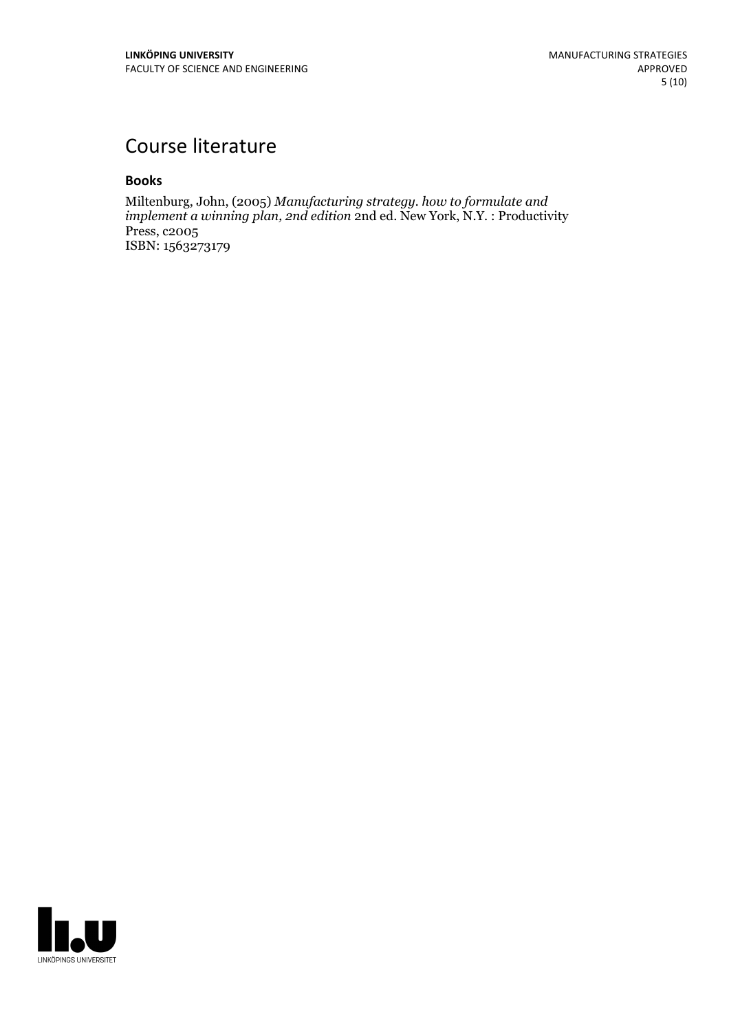# Course literature

### Books

Miltenburg, John, (2005) *Manufacturing strategy. how to formulate and implement a winning plan, 2nd edition* 2nd ed. New York, N.Y. : Productivity Press, c2005
ISBN: 1563273179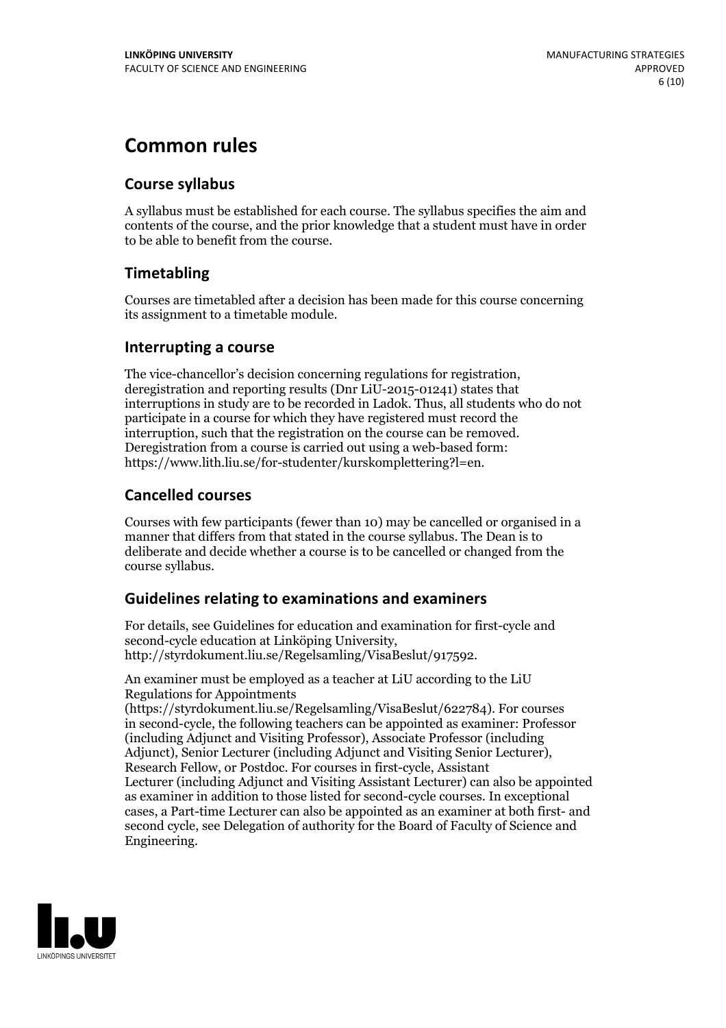# Common rules

## Course syllabus

A syllabus must be established for each course. The syllabus specifies the aim and contents of the course, and the prior knowledge that a student must have in order to be able to benefit from the course.

## Timetabling

Courses are timetabled after a decision has been made for this course concerning its assignment to a timetable module.

## Interrupting a course

The vice-chancellor's decision concerning regulations for registration, deregistration and reporting results (Dnr LiU-2015-01241) states that interruptions in study are to be recorded in Ladok. Thus, all students who do not participate in a course for which they have registered must record the interruption, such that the registration on the course can be removed. Deregistration from a course is carried out using a web-based form: https://www.lith.liu.se/for-studenter/kurskomplettering?l=en.

## Cancelled courses

Courses with few participants (fewer than 10) may be cancelled or organised in a manner that differs from that stated in the course syllabus. The Dean is to deliberate and decide whether a course is to be cancelled or changed from the course syllabus.

## Guidelines relating to examinations and examiners

For details, see Guidelines for education and examination for first-cycle and second-cycle education at Linköping University, http://styrdokument.liu.se/Regelsamling/VisaBeslut/917592.

An examiner must be employed as a teacher at LiU according to the LiU Regulations for Appointments (https://styrdokument.liu.se/Regelsamling/VisaBeslut/622784). For courses in second-cycle, the following teachers can be appointed as examiner: Professor (including Adjunct and Visiting Professor), Associate Professor (including Adjunct), Senior Lecturer (including Adjunct and Visiting Senior Lecturer), Research Fellow, or Postdoc. For courses in first-cycle, Assistant Lecturer (including Adjunct and Visiting Assistant Lecturer) can also be appointed as examiner in addition to those listed for second-cycle courses. In exceptional cases, a Part-time Lecturer can also be appointed as an examiner at both first- and second cycle, see Delegation of authority for the Board of Faculty of Science and Engineering.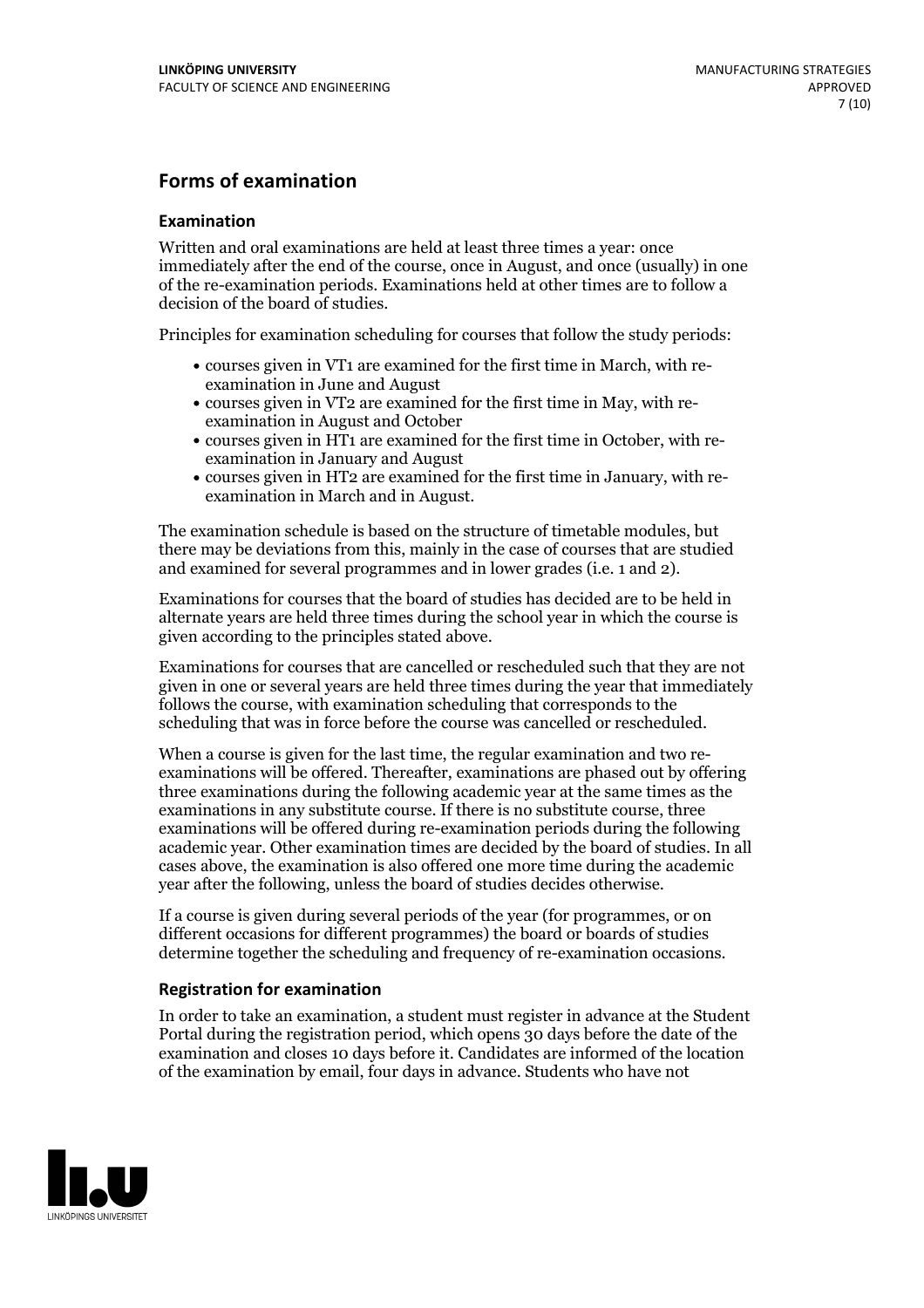## Forms of examination

### Examination

Written and oral examinations are held at least three times a year: once immediately after the end of the course, once in August, and once (usually) in one of the re-examination periods. Examinations held at other times are to follow a decision of the board of studies.

Principles for examination scheduling for courses that follow the study periods:

- courses given in VT1 are examined for the first time in March, with re-examination in June and August
- courses given in VT2 are examined for the first time in May, with re-examination in August and October
- courses given in HT1 are examined for the first time in October, with re-examination in January and August
- courses given in HT2 are examined for the first time in January, with re-examination in March and in August.

The examination schedule is based on the structure of timetable modules, but there may be deviations from this, mainly in the case of courses that are studied and examined for several programmes and in lower grades (i.e. 1 and 2).

Examinations for courses that the board of studies has decided are to be held in alternate years are held three times during the school year in which the course is given according to the principles stated above.

Examinations for courses that are cancelled or rescheduled such that they are not given in one or several years are held three times during the year that immediately follows the course, with examination scheduling that corresponds to the scheduling that was in force before the course was cancelled or rescheduled.

When a course is given for the last time, the regular examination and two re-examinations will be offered. Thereafter, examinations are phased out by offering three examinations during the following academic year at the same times as the examinations in any substitute course. If there is no substitute course, three examinations will be offered during re-examination periods during the following academic year. Other examination times are decided by the board of studies. In all cases above, the examination is also offered one more time during the academic year after the following, unless the board of studies decides otherwise.

If a course is given during several periods of the year (for programmes, or on different occasions for different programmes) the board or boards of studies determine together the scheduling and frequency of re-examination occasions.

### Registration for examination

In order to take an examination, a student must register in advance at the Student Portal during the registration period, which opens 30 days before the date of the examination and closes 10 days before it. Candidates are informed of the location of the examination by email, four days in advance. Students who have not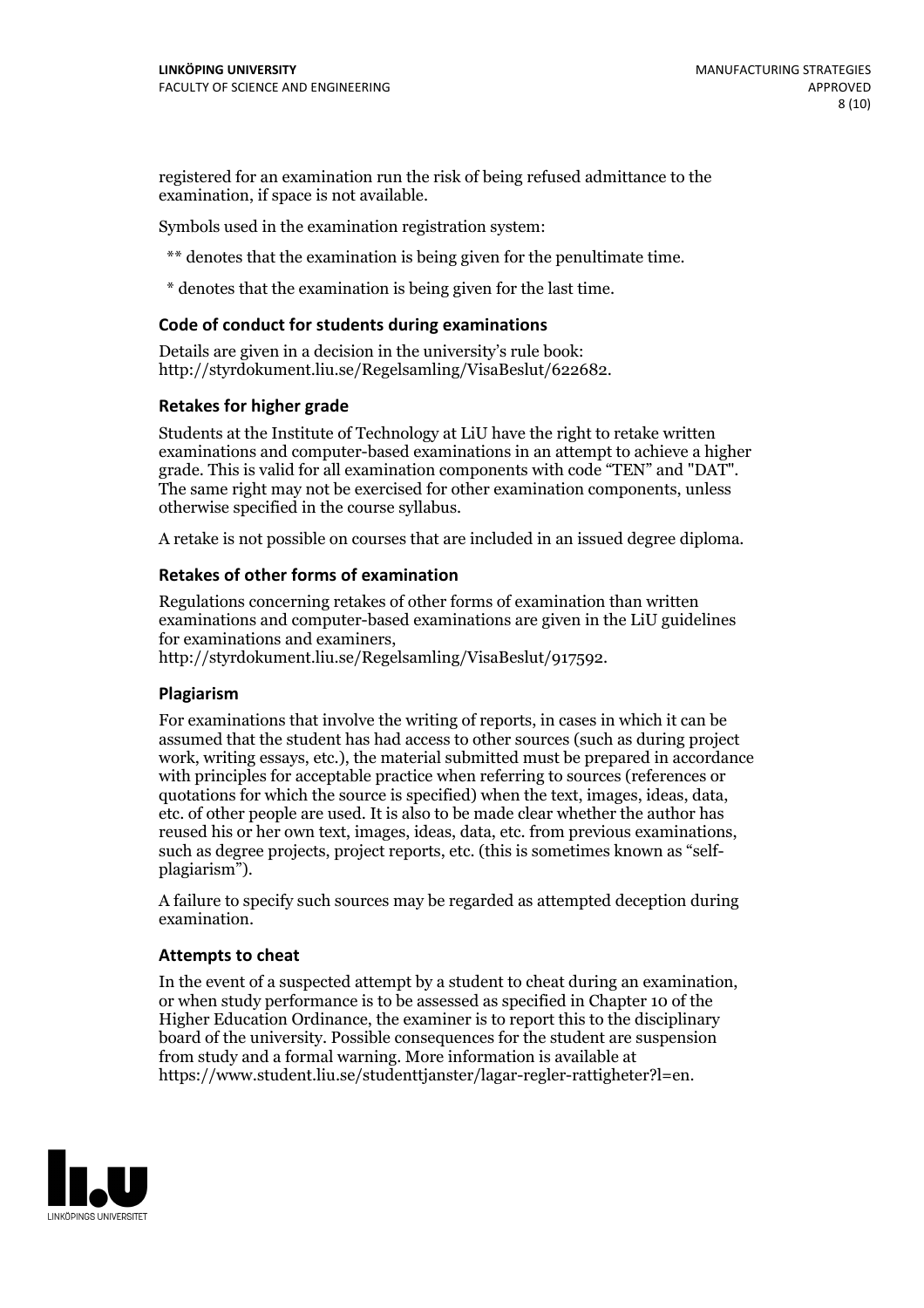registered for an examination run the risk of being refused admittance to the examination, if space is not available.

Symbols used in the examination registration system:

** denotes that the examination is being given for the penultimate time.

* denotes that the examination is being given for the last time.

### Code of conduct for students during examinations

Details are given in a decision in the university's rule book: http://styrdokument.liu.se/Regelsamling/VisaBeslut/622682.

### Retakes for higher grade

Students at the Institute of Technology at LiU have the right to retake written examinations and computer-based examinations in an attempt to achieve a higher grade. This is valid for all examination components with code "TEN" and "DAT". The same right may not be exercised for other examination components, unless otherwise specified in the course syllabus.

A retake is not possible on courses that are included in an issued degree diploma.

### Retakes of other forms of examination

Regulations concerning retakes of other forms of examination than written examinations and computer-based examinations are given in the LiU guidelines for examinations and examiners, http://styrdokument.liu.se/Regelsamling/VisaBeslut/917592.

### Plagiarism

For examinations that involve the writing of reports, in cases in which it can be assumed that the student has had access to other sources (such as during project work, writing essays, etc.), the material submitted must be prepared in accordance with principles for acceptable practice when referring to sources (references or quotations for which the source is specified) when the text, images, ideas, data, etc. of other people are used. It is also to be made clear whether the author has reused his or her own text, images, ideas, data, etc. from previous examinations, such as degree projects, project reports, etc. (this is sometimes known as "self-plagiarism").

A failure to specify such sources may be regarded as attempted deception during examination.

### Attempts to cheat

In the event of a suspected attempt by a student to cheat during an examination, or when study performance is to be assessed as specified in Chapter 10 of the Higher Education Ordinance, the examiner is to report this to the disciplinary board of the university. Possible consequences for the student are suspension from study and a formal warning. More information is available at https://www.student.liu.se/studenttjanster/lagar-regler-rattigheter?l=en.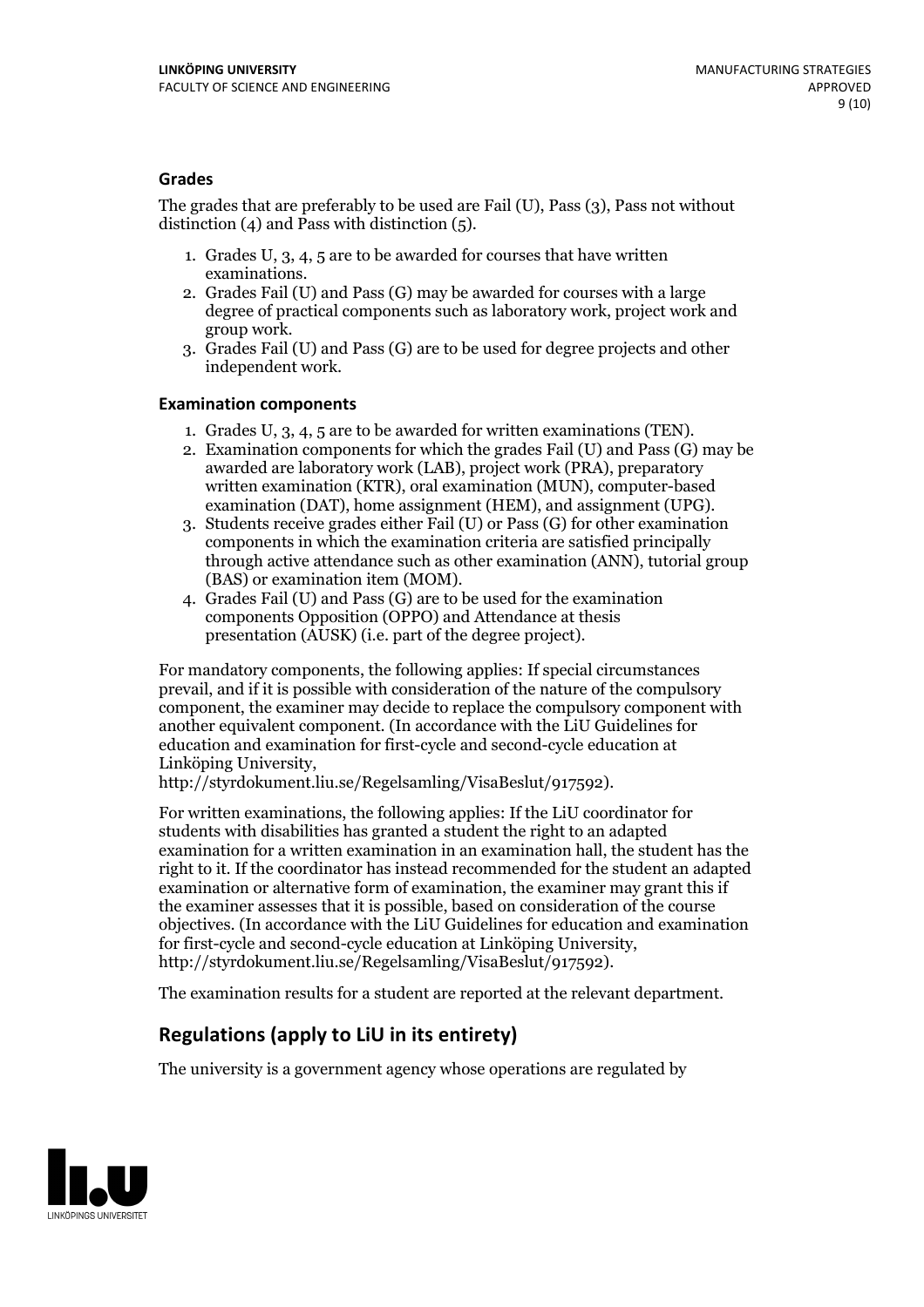### Grades

The grades that are preferably to be used are Fail (U), Pass (3), Pass not without distinction (4) and Pass with distinction (5).

1. Grades U, 3, 4, 5 are to be awarded for courses that have written examinations.
2. Grades Fail (U) and Pass (G) may be awarded for courses with a large degree of practical components such as laboratory work, project work and group work.
3. Grades Fail (U) and Pass (G) are to be used for degree projects and other independent work.

### Examination components

1. Grades U, 3, 4, 5 are to be awarded for written examinations (TEN).
2. Examination components for which the grades Fail (U) and Pass (G) may be awarded are laboratory work (LAB), project work (PRA), preparatory written examination (KTR), oral examination (MUN), computer-based examination (DAT), home assignment (HEM), and assignment (UPG).
3. Students receive grades either Fail (U) or Pass (G) for other examination components in which the examination criteria are satisfied principally through active attendance such as other examination (ANN), tutorial group (BAS) or examination item (MOM).
4. Grades Fail (U) and Pass (G) are to be used for the examination components Opposition (OPPO) and Attendance at thesis presentation (AUSK) (i.e. part of the degree project).

For mandatory components, the following applies: If special circumstances prevail, and if it is possible with consideration of the nature of the compulsory component, the examiner may decide to replace the compulsory component with another equivalent component. (In accordance with the LiU Guidelines for education and examination for first-cycle and second-cycle education at Linköping University, http://styrdokument.liu.se/Regelsamling/VisaBeslut/917592).

For written examinations, the following applies: If the LiU coordinator for students with disabilities has granted a student the right to an adapted examination for a written examination in an examination hall, the student has the right to it. If the coordinator has instead recommended for the student an adapted examination or alternative form of examination, the examiner may grant this if the examiner assesses that it is possible, based on consideration of the course objectives. (In accordance with the LiU Guidelines for education and examination for first-cycle and second-cycle education at Linköping University, http://styrdokument.liu.se/Regelsamling/VisaBeslut/917592).

The examination results for a student are reported at the relevant department.

## Regulations (apply to LiU in its entirety)

The university is a government agency whose operations are regulated by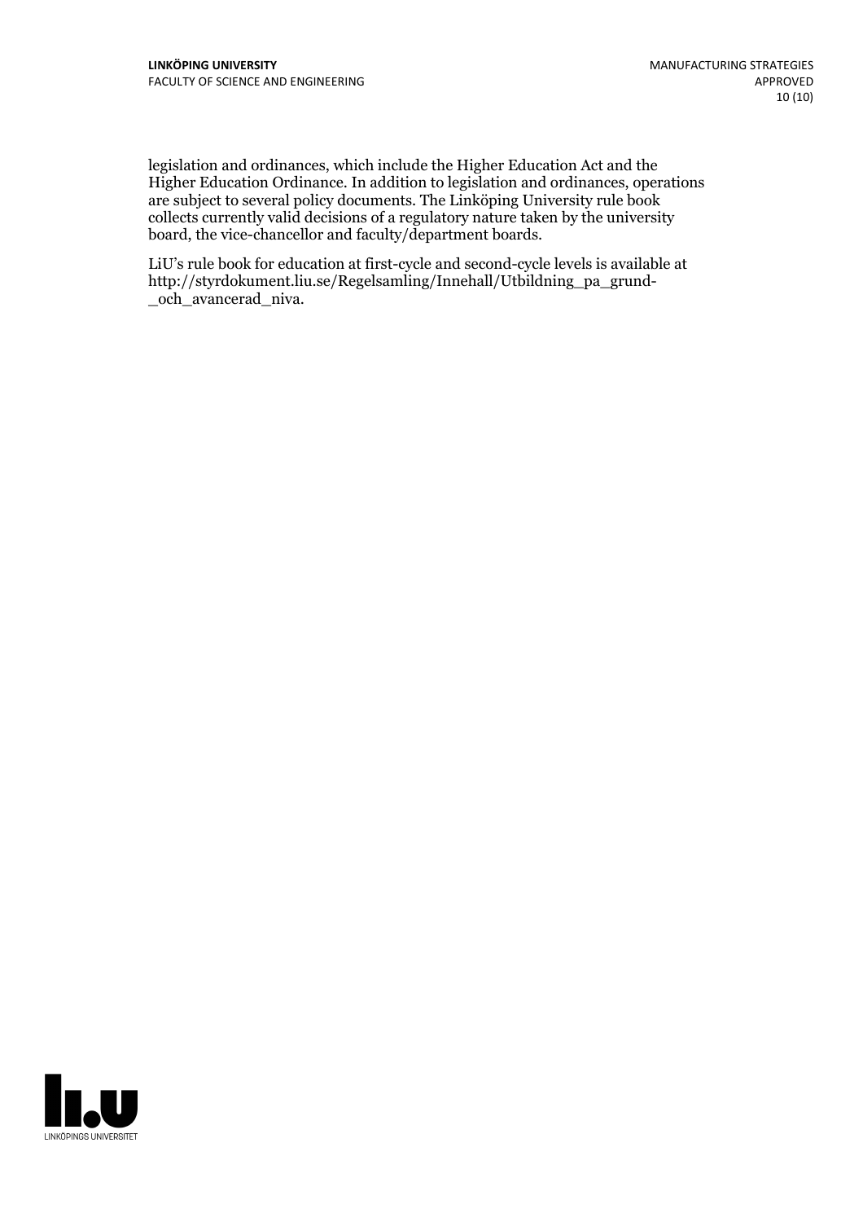legislation and ordinances, which include the Higher Education Act and the Higher Education Ordinance. In addition to legislation and ordinances, operations are subject to several policy documents. The Linköping University rule book collects currently valid decisions of a regulatory nature taken by the university board, the vice-chancellor and faculty/department boards.

LiU's rule book for education at first-cycle and second-cycle levels is available at http://styrdokument.liu.se/Regelsamling/Innehall/Utbildning_pa_grund-_och_avancerad_niva.